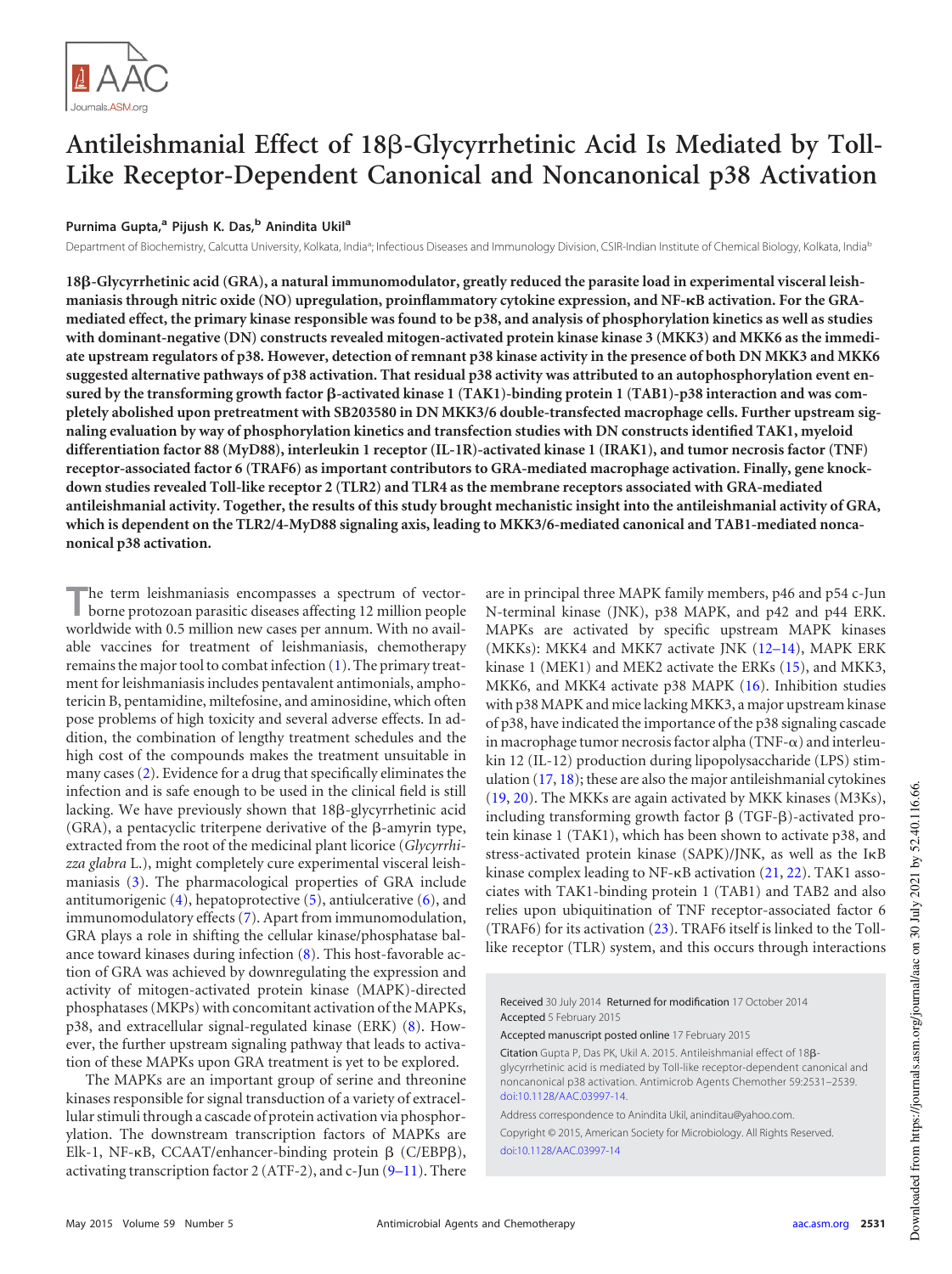# Antileishmanial Effect of 18β-Glycyrrhetinic Acid Is Mediated by Toll-Like Receptor-Dependent Canonical and Noncanonical p38 Activation

**Purnima Gupta,[a] Pijush K. Das,[b] Anindita Ukil[a]**

Department of Biochemistry, Calcutta University, Kolkata, India[a]; Infectious Diseases and Immunology Division, CSIR-Indian Institute of Chemical Biology, Kolkata, India[b]

**18β-Glycyrrhetinic acid (GRA), a natural immunomodulator, greatly reduced the parasite load in experimental visceral leishmaniasis through nitric oxide (NO) upregulation, proinflammatory cytokine expression, and NF-κB activation. For the GRA-mediated effect, the primary kinase responsible was found to be p38, and analysis of phosphorylation kinetics as well as studies with dominant-negative (DN) constructs revealed mitogen-activated protein kinase kinase 3 (MKK3) and MKK6 as the immediate upstream regulators of p38. However, detection of remnant p38 kinase activity in the presence of both DN MKK3 and MKK6 suggested alternative pathways of p38 activation. That residual p38 activity was attributed to an autophosphorylation event ensured by the transforming growth factor β-activated kinase 1 (TAK1)-binding protein 1 (TAB1)-p38 interaction and was completely abolished upon pretreatment with SB203580 in DN MKK3/6 double-transfected macrophage cells. Further upstream signaling evaluation by way of phosphorylation kinetics and transfection studies with DN constructs identified TAK1, myeloid differentiation factor 88 (MyD88), interleukin 1 receptor (IL-1R)-activated kinase 1 (IRAK1), and tumor necrosis factor (TNF) receptor-associated factor 6 (TRAF6) as important contributors to GRA-mediated macrophage activation. Finally, gene knockdown studies revealed Toll-like receptor 2 (TLR2) and TLR4 as the membrane receptors associated with GRA-mediated antileishmanial activity. Together, the results of this study brought mechanistic insight into the antileishmanial activity of GRA, which is dependent on the TLR2/4-MyD88 signaling axis, leading to MKK3/6-mediated canonical and TAB1-mediated noncanonical p38 activation.**

The term leishmaniasis encompasses a spectrum of vector-borne protozoan parasitic diseases affecting 12 million people worldwide with 0.5 million new cases per annum. With no available vaccines for treatment of leishmaniasis, chemotherapy remains the major tool to combat infection (1). The primary treatment for leishmaniasis includes pentavalent antimonials, amphotericin B, pentamidine, miltefosine, and aminosidine, which often pose problems of high toxicity and several adverse effects. In addition, the combination of lengthy treatment schedules and the high cost of the compounds makes the treatment unsuitable in many cases (2). Evidence for a drug that specifically eliminates the infection and is safe enough to be used in the clinical field is still lacking. We have previously shown that 18β-glycyrrhetinic acid (GRA), a pentacyclic triterpene derivative of the β-amyrin type, extracted from the root of the medicinal plant licorice (*Glycyrrhiza glabra* L.), might completely cure experimental visceral leishmaniasis (3). The pharmacological properties of GRA include antitumorigenic (4), hepatoprotective (5), antiulcerative (6), and immunomodulatory effects (7). Apart from immunomodulation, GRA plays a role in shifting the cellular kinase/phosphatase balance toward kinases during infection (8). This host-favorable action of GRA was achieved by downregulating the expression and activity of mitogen-activated protein kinase (MAPK)-directed phosphatases (MKPs) with concomitant activation of the MAPKs, p38, and extracellular signal-regulated kinase (ERK) (8). However, the further upstream signaling pathway that leads to activation of these MAPKs upon GRA treatment is yet to be explored.

The MAPKs are an important group of serine and threonine kinases responsible for signal transduction of a variety of extracellular stimuli through a cascade of protein activation via phosphorylation. The downstream transcription factors of MAPKs are Elk-1, NF-κB, CCAAT/enhancer-binding protein β (C/EBPβ), activating transcription factor 2 (ATF-2), and c-Jun (9–11). There are in principal three MAPK family members, p46 and p54 c-Jun N-terminal kinase (JNK), p38 MAPK, and p42 and p44 ERK. MAPKs are activated by specific upstream MAPK kinases (MKKs): MKK4 and MKK7 activate JNK (12–14), MAPK ERK kinase 1 (MEK1) and MEK2 activate the ERKs (15), and MKK3, MKK6, and MKK4 activate p38 MAPK (16). Inhibition studies with p38 MAPK and mice lacking MKK3, a major upstream kinase of p38, have indicated the importance of the p38 signaling cascade in macrophage tumor necrosis factor alpha (TNF-α) and interleukin 12 (IL-12) production during lipopolysaccharide (LPS) stimulation (17, 18); these are also the major antileishmanial cytokines (19, 20). The MKKs are again activated by MKK kinases (M3Ks), including transforming growth factor β (TGF-β)-activated protein kinase 1 (TAK1), which has been shown to activate p38, and stress-activated protein kinase (SAPK)/JNK, as well as the IκB kinase complex leading to NF-κB activation (21, 22). TAK1 associates with TAK1-binding protein 1 (TAB1) and TAB2 and also relies upon ubiquitination of TNF receptor-associated factor 6 (TRAF6) for its activation (23). TRAF6 itself is linked to the Toll-like receptor (TLR) system, and this occurs through interactions

Received 30 July 2014 Returned for modification 17 October 2014
Accepted 5 February 2015

Accepted manuscript posted online 17 February 2015

Citation Gupta P, Das PK, Ukil A. 2015. Antileishmanial effect of 18β-glycyrrhetinic acid is mediated by Toll-like receptor-dependent canonical and noncanonical p38 activation. Antimicrob Agents Chemother 59:2531–2539. doi:10.1128/AAC.03997-14.

Address correspondence to Anindita Ukil, aninditau@yahoo.com.

Copyright © 2015, American Society for Microbiology. All Rights Reserved.
doi:10.1128/AAC.03997-14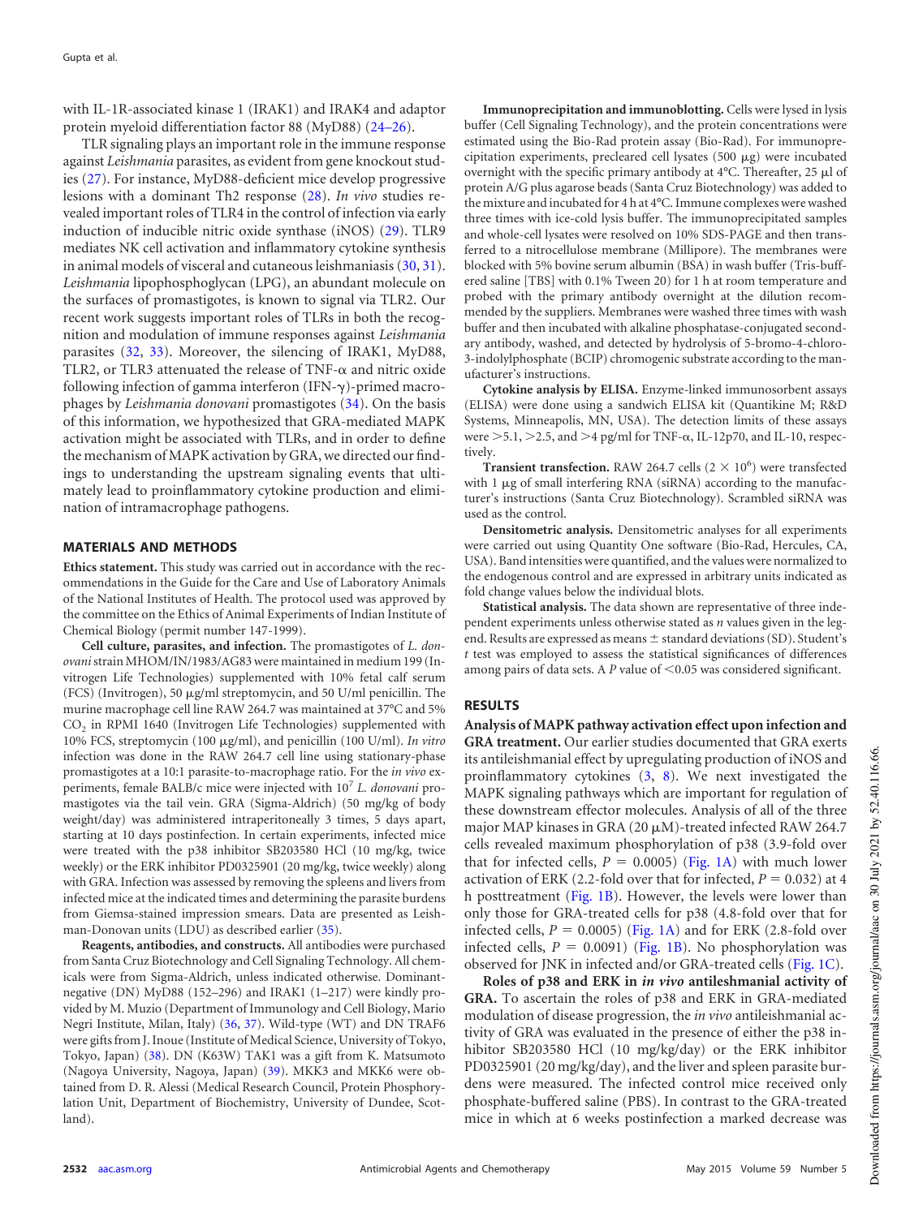with IL-1R-associated kinase 1 (IRAK1) and IRAK4 and adaptor protein myeloid differentiation factor 88 (MyD88) (24–26).

TLR signaling plays an important role in the immune response against *Leishmania* parasites, as evident from gene knockout studies (27). For instance, MyD88-deficient mice develop progressive lesions with a dominant Th2 response (28). *In vivo* studies revealed important roles of TLR4 in the control of infection via early induction of inducible nitric oxide synthase (iNOS) (29). TLR9 mediates NK cell activation and inflammatory cytokine synthesis in animal models of visceral and cutaneous leishmaniasis (30, 31). *Leishmania* lipophosphoglycan (LPG), an abundant molecule on the surfaces of promastigotes, is known to signal via TLR2. Our recent work suggests important roles of TLRs in both the recognition and modulation of immune responses against *Leishmania* parasites (32, 33). Moreover, the silencing of IRAK1, MyD88, TLR2, or TLR3 attenuated the release of TNF-α and nitric oxide following infection of gamma interferon (IFN-γ)-primed macrophages by *Leishmania donovani* promastigotes (34). On the basis of this information, we hypothesized that GRA-mediated MAPK activation might be associated with TLRs, and in order to define the mechanism of MAPK activation by GRA, we directed our findings to understanding the upstream signaling events that ultimately lead to proinflammatory cytokine production and elimination of intramacrophage pathogens.

## MATERIALS AND METHODS

**Ethics statement.** This study was carried out in accordance with the recommendations in the Guide for the Care and Use of Laboratory Animals of the National Institutes of Health. The protocol used was approved by the committee on the Ethics of Animal Experiments of Indian Institute of Chemical Biology (permit number 147-1999).

**Cell culture, parasites, and infection.** The promastigotes of *L. donovani* strain MHOM/IN/1983/AG83 were maintained in medium 199 (Invitrogen Life Technologies) supplemented with 10% fetal calf serum (FCS) (Invitrogen), 50 μg/ml streptomycin, and 50 U/ml penicillin. The murine macrophage cell line RAW 264.7 was maintained at 37°C and 5% $CO_2$ in RPMI 1640 (Invitrogen Life Technologies) supplemented with 10% FCS, streptomycin (100 μg/ml), and penicillin (100 U/ml). *In vitro* infection was done in the RAW 264.7 cell line using stationary-phase promastigotes at a 10:1 parasite-to-macrophage ratio. For the *in vivo* experiments, female BALB/c mice were injected with $10^7$ *L. donovani* promastigotes via the tail vein. GRA (Sigma-Aldrich) (50 mg/kg of body weight/day) was administered intraperitoneally 3 times, 5 days apart, starting at 10 days postinfection. In certain experiments, infected mice were treated with the p38 inhibitor SB203580 HCl (10 mg/kg, twice weekly) or the ERK inhibitor PD0325901 (20 mg/kg, twice weekly) along with GRA. Infection was assessed by removing the spleens and livers from infected mice at the indicated times and determining the parasite burdens from Giemsa-stained impression smears. Data are presented as Leishman-Donovan units (LDU) as described earlier (35).

**Reagents, antibodies, and constructs.** All antibodies were purchased from Santa Cruz Biotechnology and Cell Signaling Technology. All chemicals were from Sigma-Aldrich, unless indicated otherwise. Dominant-negative (DN) MyD88 (152–296) and IRAK1 (1–217) were kindly provided by M. Muzio (Department of Immunology and Cell Biology, Mario Negri Institute, Milan, Italy) (36, 37). Wild-type (WT) and DN TRAF6 were gifts from J. Inoue (Institute of Medical Science, University of Tokyo, Tokyo, Japan) (38). DN (K63W) TAK1 was a gift from K. Matsumoto (Nagoya University, Nagoya, Japan) (39). MKK3 and MKK6 were obtained from D. R. Alessi (Medical Research Council, Protein Phosphorylation Unit, Department of Biochemistry, University of Dundee, Scotland).

**Immunoprecipitation and immunoblotting.** Cells were lysed in lysis buffer (Cell Signaling Technology), and the protein concentrations were estimated using the Bio-Rad protein assay (Bio-Rad). For immunoprecipitation experiments, precleared cell lysates (500 μg) were incubated overnight with the specific primary antibody at 4°C. Thereafter, 25 μl of protein A/G plus agarose beads (Santa Cruz Biotechnology) was added to the mixture and incubated for 4 h at 4°C. Immune complexes were washed three times with ice-cold lysis buffer. The immunoprecipitated samples and whole-cell lysates were resolved on 10% SDS-PAGE and then transferred to a nitrocellulose membrane (Millipore). The membranes were blocked with 5% bovine serum albumin (BSA) in wash buffer (Tris-buffered saline [TBS] with 0.1% Tween 20) for 1 h at room temperature and probed with the primary antibody overnight at the dilution recommended by the suppliers. Membranes were washed three times with wash buffer and then incubated with alkaline phosphatase-conjugated secondary antibody, washed, and detected by hydrolysis of 5-bromo-4-chloro-3-indolylphosphate (BCIP) chromogenic substrate according to the manufacturer's instructions.

**Cytokine analysis by ELISA.** Enzyme-linked immunosorbent assays (ELISA) were done using a sandwich ELISA kit (Quantikine M; R&D Systems, Minneapolis, MN, USA). The detection limits of these assays were >5.1, >2.5, and >4 pg/ml for TNF-α, IL-12p70, and IL-10, respectively.

**Transient transfection.** RAW 264.7 cells ($2 \times 10^6$) were transfected with 1 μg of small interfering RNA (siRNA) according to the manufacturer's instructions (Santa Cruz Biotechnology). Scrambled siRNA was used as the control.

**Densitometric analysis.** Densitometric analyses for all experiments were carried out using Quantity One software (Bio-Rad, Hercules, CA, USA). Band intensities were quantified, and the values were normalized to the endogenous control and are expressed in arbitrary units indicated as fold change values below the individual blots.

**Statistical analysis.** The data shown are representative of three independent experiments unless otherwise stated as *n* values given in the legend. Results are expressed as means ± standard deviations (SD). Student's *t* test was employed to assess the statistical significances of differences among pairs of data sets. A *P* value of <0.05 was considered significant.

## RESULTS

**Analysis of MAPK pathway activation effect upon infection and GRA treatment.** Our earlier studies documented that GRA exerts its antileishmanial effect by upregulating production of iNOS and proinflammatory cytokines (3, 8). We next investigated the MAPK signaling pathways which are important for regulation of these downstream effector molecules. Analysis of all of the three major MAP kinases in GRA (20 μM)-treated infected RAW 264.7 cells revealed maximum phosphorylation of p38 (3.9-fold over that for infected cells, $P = 0.0005$) (Fig. 1A) with much lower activation of ERK (2.2-fold over that for infected, $P = 0.032$) at 4 h posttreatment (Fig. 1B). However, the levels were lower than only those for GRA-treated cells for p38 (4.8-fold over that for infected cells, $P = 0.0005$) (Fig. 1A) and for ERK (2.8-fold over infected cells, $P = 0.0091$) (Fig. 1B). No phosphorylation was observed for JNK in infected and/or GRA-treated cells (Fig. 1C).

**Roles of p38 and ERK in *in vivo* antileshmanial activity of GRA.** To ascertain the roles of p38 and ERK in GRA-mediated modulation of disease progression, the *in vivo* antileishmanial activity of GRA was evaluated in the presence of either the p38 inhibitor SB203580 HCl (10 mg/kg/day) or the ERK inhibitor PD0325901 (20 mg/kg/day), and the liver and spleen parasite burdens were measured. The infected control mice received only phosphate-buffered saline (PBS). In contrast to the GRA-treated mice in which at 6 weeks postinfection a marked decrease was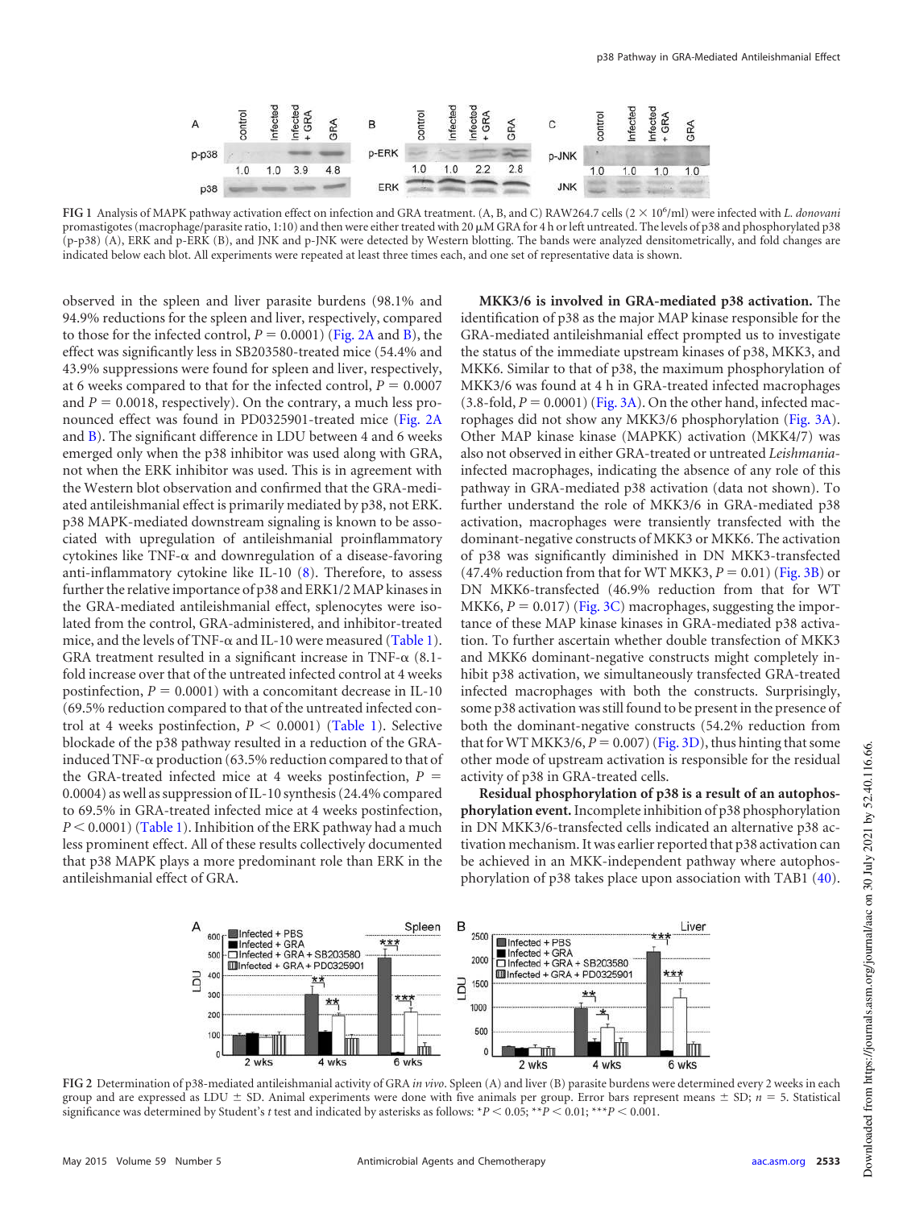FIG 1 Analysis of MAPK pathway activation effect on infection and GRA treatment. (A, B, and C) RAW264.7 cells ($2 \times 10^6$/ml) were infected with *L. donovani* promastigotes (macrophage/parasite ratio, 1:10) and then were either treated with 20 μM GRA for 4 h or left untreated. The levels of p38 and phosphorylated p38 (p-p38) (A), ERK and p-ERK (B), and JNK and p-JNK were detected by Western blotting. The bands were analyzed densitometrically, and fold changes are indicated below each blot. All experiments were repeated at least three times each, and one set of representative data is shown.

observed in the spleen and liver parasite burdens (98.1% and 94.9% reductions for the spleen and liver, respectively, compared to those for the infected control, $P = 0.0001$) (Fig. 2A and B), the effect was significantly less in SB203580-treated mice (54.4% and 43.9% suppressions were found for spleen and liver, respectively, at 6 weeks compared to that for the infected control, $P = 0.0007$ and $P = 0.0018$, respectively). On the contrary, a much less pronounced effect was found in PD0325901-treated mice (Fig. 2A and B). The significant difference in LDU between 4 and 6 weeks emerged only when the p38 inhibitor was used along with GRA, not when the ERK inhibitor was used. This is in agreement with the Western blot observation and confirmed that the GRA-mediated antileishmanial effect is primarily mediated by p38, not ERK. p38 MAPK-mediated downstream signaling is known to be associated with upregulation of antileishmanial proinflammatory cytokines like TNF-α and downregulation of a disease-favoring anti-inflammatory cytokine like IL-10 (8). Therefore, to assess further the relative importance of p38 and ERK1/2 MAP kinases in the GRA-mediated antileishmanial effect, splenocytes were isolated from the control, GRA-administered, and inhibitor-treated mice, and the levels of TNF-α and IL-10 were measured (Table 1). GRA treatment resulted in a significant increase in TNF-α (8.1-fold increase over that of the untreated infected control at 4 weeks postinfection, $P = 0.0001$) with a concomitant decrease in IL-10 (69.5% reduction compared to that of the untreated infected control at 4 weeks postinfection, $P < 0.0001$) (Table 1). Selective blockade of the p38 pathway resulted in a reduction of the GRA-induced TNF-α production (63.5% reduction compared to that of the GRA-treated infected mice at 4 weeks postinfection, $P = 0.0004$) as well as suppression of IL-10 synthesis (24.4% compared to 69.5% in GRA-treated infected mice at 4 weeks postinfection, $P < 0.0001$) (Table 1). Inhibition of the ERK pathway had a much less prominent effect. All of these results collectively documented that p38 MAPK plays a more predominant role than ERK in the antileishmanial effect of GRA.

**MKK3/6 is involved in GRA-mediated p38 activation.** The identification of p38 as the major MAP kinase responsible for the GRA-mediated antileishmanial effect prompted us to investigate the status of the immediate upstream kinases of p38, MKK3, and MKK6. Similar to that of p38, the maximum phosphorylation of MKK3/6 was found at 4 h in GRA-treated infected macrophages (3.8-fold, $P = 0.0001$) (Fig. 3A). On the other hand, infected macrophages did not show any MKK3/6 phosphorylation (Fig. 3A). Other MAP kinase kinase (MAPKK) activation (MKK4/7) was also not observed in either GRA-treated or untreated *Leishmania*-infected macrophages, indicating the absence of any role of this pathway in GRA-mediated p38 activation (data not shown). To further understand the role of MKK3/6 in GRA-mediated p38 activation, macrophages were transiently transfected with the dominant-negative constructs of MKK3 or MKK6. The activation of p38 was significantly diminished in DN MKK3-transfected (47.4% reduction from that for WT MKK3, $P = 0.01$) (Fig. 3B) or DN MKK6-transfected (46.9% reduction from that for WT MKK6, $P = 0.017$) (Fig. 3C) macrophages, suggesting the importance of these MAP kinase kinases in GRA-mediated p38 activation. To further ascertain whether double transfection of MKK3 and MKK6 dominant-negative constructs might completely inhibit p38 activation, we simultaneously transfected GRA-treated infected macrophages with both the constructs. Surprisingly, some p38 activation was still found to be present in the presence of both the dominant-negative constructs (54.2% reduction from that for WT MKK3/6, $P = 0.007$) (Fig. 3D), thus hinting that some other mode of upstream activation is responsible for the residual activity of p38 in GRA-treated cells.

**Residual phosphorylation of p38 is a result of an autophosphorylation event.** Incomplete inhibition of p38 phosphorylation in DN MKK3/6-transfected cells indicated an alternative p38 activation mechanism. It was earlier reported that p38 activation can be achieved in an MKK-independent pathway where autophosphorylation of p38 takes place upon association with TAB1 (40).

FIG 2 Determination of p38-mediated antileishmanial activity of GRA *in vivo*. Spleen (A) and liver (B) parasite burdens were determined every 2 weeks in each group and are expressed as LDU ± SD. Animal experiments were done with five animals per group. Error bars represent means ± SD; $n = 5$. Statistical significance was determined by Student's *t* test and indicated by asterisks as follows: *$P < 0.05$; **$P < 0.01$; ***$P < 0.001$.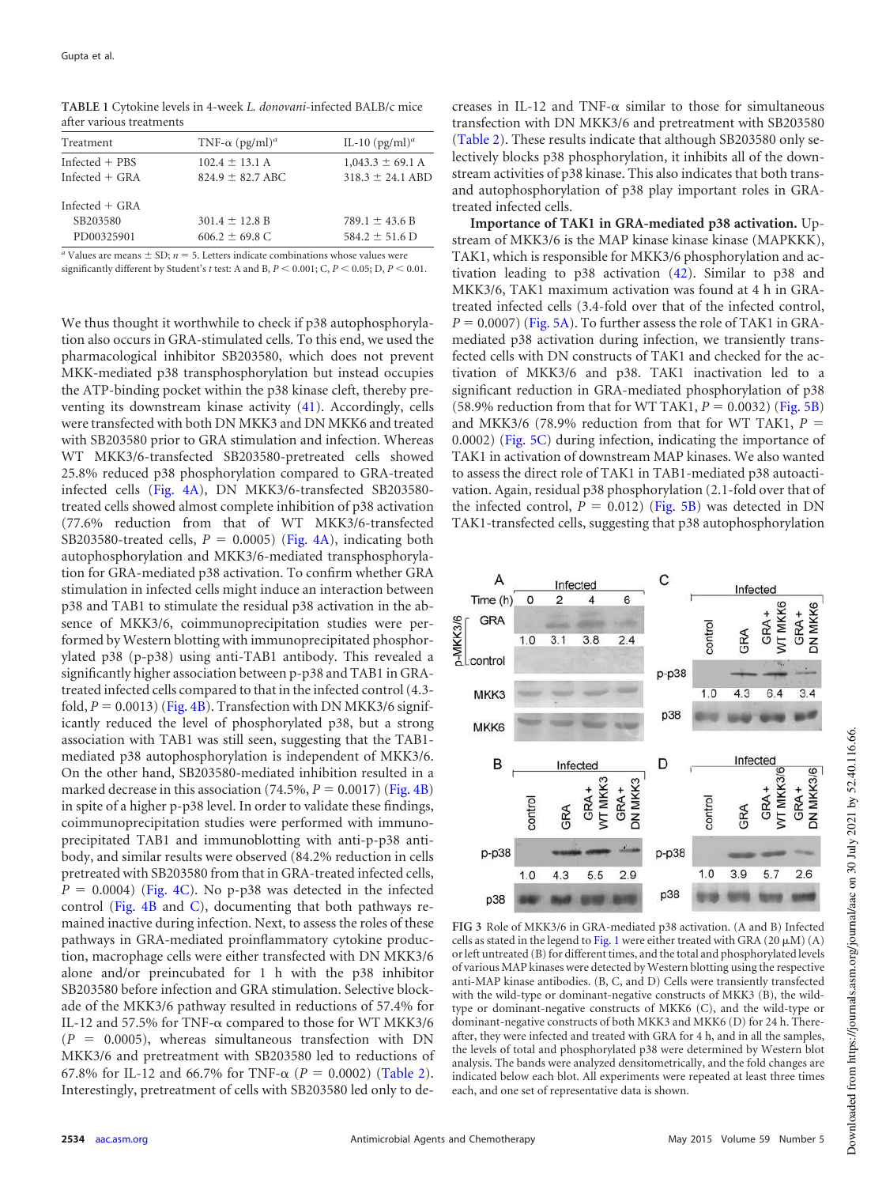**TABLE 1** Cytokine levels in 4-week *L. donovani*-infected BALB/c mice after various treatments

| Treatment | TNF-α (pg/ml)[a] | IL-10 (pg/ml)[a] |
|---|---|---|
| Infected + PBS | 102.4 ± 13.1 A | 1,043.3 ± 69.1 A |
| Infected + GRA | 824.9 ± 82.7 ABC | 318.3 ± 24.1 ABD |
| Infected + GRA | | |
| SB203580 | 301.4 ± 12.8 B | 789.1 ± 43.6 B |
| PD00325901 | 606.2 ± 69.8 C | 584.2 ± 51.6 D |

[a] Values are means ± SD; $n = 5$. Letters indicate combinations whose values were significantly different by Student's *t* test: A and B, $P < 0.001$; C, $P < 0.05$; D, $P < 0.01$.

We thus thought it worthwhile to check if p38 autophosphorylation also occurs in GRA-stimulated cells. To this end, we used the pharmacological inhibitor SB203580, which does not prevent MKK-mediated p38 transphosphorylation but instead occupies the ATP-binding pocket within the p38 kinase cleft, thereby preventing its downstream kinase activity (41). Accordingly, cells were transfected with both DN MKK3 and DN MKK6 and treated with SB203580 prior to GRA stimulation and infection. Whereas WT MKK3/6-transfected SB203580-pretreated cells showed 25.8% reduced p38 phosphorylation compared to GRA-treated infected cells (Fig. 4A), DN MKK3/6-transfected SB203580-treated cells showed almost complete inhibition of p38 activation (77.6% reduction from that of WT MKK3/6-transfected SB203580-treated cells, $P = 0.0005$) (Fig. 4A), indicating both autophosphorylation and MKK3/6-mediated transphosphorylation for GRA-mediated p38 activation. To confirm whether GRA stimulation in infected cells might induce an interaction between p38 and TAB1 to stimulate the residual p38 activation in the absence of MKK3/6, coimmunoprecipitation studies were performed by Western blotting with immunoprecipitated phosphorylated p38 (p-p38) using anti-TAB1 antibody. This revealed a significantly higher association between p-p38 and TAB1 in GRA-treated infected cells compared to that in the infected control (4.3-fold, $P = 0.0013$) (Fig. 4B). Transfection with DN MKK3/6 significantly reduced the level of phosphorylated p38, but a strong association with TAB1 was still seen, suggesting that the TAB1-mediated p38 autophosphorylation is independent of MKK3/6. On the other hand, SB203580-mediated inhibition resulted in a marked decrease in this association (74.5%, $P = 0.0017$) (Fig. 4B) in spite of a higher p-p38 level. In order to validate these findings, coimmunoprecipitation studies were performed with immunoprecipitated TAB1 and immunoblotting with anti-p-p38 antibody, and similar results were observed (84.2% reduction in cells pretreated with SB203580 from that in GRA-treated infected cells, $P = 0.0004$) (Fig. 4C). No p-p38 was detected in the infected control (Fig. 4B and C), documenting that both pathways remained inactive during infection. Next, to assess the roles of these pathways in GRA-mediated proinflammatory cytokine production, macrophage cells were either transfected with DN MKK3/6 alone and/or preincubated for 1 h with the p38 inhibitor SB203580 before infection and GRA stimulation. Selective blockade of the MKK3/6 pathway resulted in reductions of 57.4% for IL-12 and 57.5% for TNF-α compared to those for WT MKK3/6 ($P = 0.0005$), whereas simultaneous transfection with DN MKK3/6 and pretreatment with SB203580 led to reductions of 67.8% for IL-12 and 66.7% for TNF-α ($P = 0.0002$) (Table 2). Interestingly, pretreatment of cells with SB203580 led only to decreases in IL-12 and TNF-α similar to those for simultaneous transfection with DN MKK3/6 and pretreatment with SB203580 (Table 2). These results indicate that although SB203580 only selectively blocks p38 phosphorylation, it inhibits all of the downstream activities of p38 kinase. This also indicates that both trans- and autophosphorylation of p38 play important roles in GRA-treated infected cells.

**Importance of TAK1 in GRA-mediated p38 activation.** Upstream of MKK3/6 is the MAP kinase kinase kinase (MAPKKK), TAK1, which is responsible for MKK3/6 phosphorylation and activation leading to p38 activation (42). Similar to p38 and MKK3/6, TAK1 maximum activation was found at 4 h in GRA-treated infected cells (3.4-fold over that of the infected control, $P = 0.0007$) (Fig. 5A). To further assess the role of TAK1 in GRA-mediated p38 activation during infection, we transiently transfected cells with DN constructs of TAK1 and checked for the activation of MKK3/6 and p38. TAK1 inactivation led to a significant reduction in GRA-mediated phosphorylation of p38 (58.9% reduction from that for WT TAK1, $P = 0.0032$) (Fig. 5B) and MKK3/6 (78.9% reduction from that for WT TAK1, $P = 0.0002$) (Fig. 5C) during infection, indicating the importance of TAK1 in activation of downstream MAP kinases. We also wanted to assess the direct role of TAK1 in TAB1-mediated p38 autoactivation. Again, residual p38 phosphorylation (2.1-fold over that of the infected control, $P = 0.012$) (Fig. 5B) was detected in DN TAK1-transfected cells, suggesting that p38 autophosphorylation

**FIG 3** Role of MKK3/6 in GRA-mediated p38 activation. (A and B) Infected cells as stated in the legend to Fig. 1 were either treated with GRA (20 μM) (A) or left untreated (B) for different times, and the total and phosphorylated levels of various MAP kinases were detected by Western blotting using the respective anti-MAP kinase antibodies. (B, C, and D) Cells were transiently transfected with the wild-type or dominant-negative constructs of MKK3 (B), the wild-type or dominant-negative constructs of MKK6 (C), and the wild-type or dominant-negative constructs of both MKK3 and MKK6 (D) for 24 h. Thereafter, they were infected and treated with GRA for 4 h, and in all the samples, the levels of total and phosphorylated p38 were determined by Western blot analysis. The bands were analyzed densitometrically, and the fold changes are indicated below each blot. All experiments were repeated at least three times each, and one set of representative data is shown.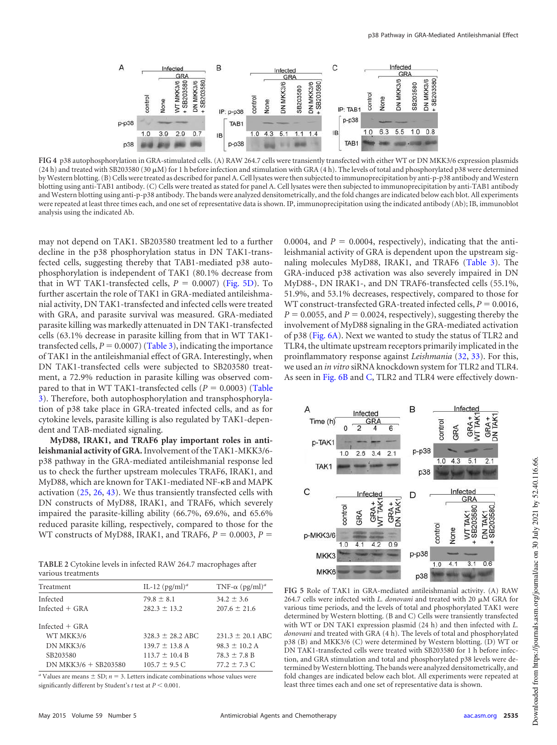FIG 4 p38 autophosphorylation in GRA-stimulated cells. (A) RAW 264.7 cells were transiently transfected with either WT or DN MKK3/6 expression plasmids (24 h) and treated with SB203580 (30 μM) for 1 h before infection and stimulation with GRA (4 h). The levels of total and phosphorylated p38 were determined by Western blotting. (B) Cells were treated as described for panel A. Cell lysates were then subjected to immunoprecipitation by anti-p-p38 antibody and Western blotting using anti-TAB1 antibody. (C) Cells were treated as stated for panel A. Cell lysates were then subjected to immunoprecipitation by anti-TAB1 antibody and Western blotting using anti-p-p38 antibody. The bands were analyzed densitometrically, and the fold changes are indicated below each blot. All experiments were repeated at least three times each, and one set of representative data is shown. IP, immunoprecipitation using the indicated antibody (Ab); IB, immunoblot analysis using the indicated Ab.

may not depend on TAK1. SB203580 treatment led to a further decline in the p38 phosphorylation status in DN TAK1-transfected cells, suggesting thereby that TAB1-mediated p38 autophosphorylation is independent of TAK1 (80.1% decrease from that in WT TAK1-transfected cells, $P = 0.0007$) (Fig. 5D). To further ascertain the role of TAK1 in GRA-mediated antileishmanial activity, DN TAK1-transfected and infected cells were treated with GRA, and parasite survival was measured. GRA-mediated parasite killing was markedly attenuated in DN TAK1-transfected cells (63.1% decrease in parasite killing from that in WT TAK1-transfected cells, $P = 0.0007$) (Table 3), indicating the importance of TAK1 in the antileishmanial effect of GRA. Interestingly, when DN TAK1-transfected cells were subjected to SB203580 treatment, a 72.9% reduction in parasite killing was observed compared to that in WT TAK1-transfected cells ($P = 0.0003$) (Table 3). Therefore, both autophosphorylation and transphosphorylation of p38 take place in GRA-treated infected cells, and as for cytokine levels, parasite killing is also regulated by TAK1-dependent and TAB-mediated signaling.

**MyD88, IRAK1, and TRAF6 play important roles in antileishmanial activity of GRA.** Involvement of the TAK1-MKK3/6-p38 pathway in the GRA-mediated antileishmanial response led us to check the further upstream molecules TRAF6, IRAK1, and MyD88, which are known for TAK1-mediated NF-κB and MAPK activation (25, 26, 43). We thus transiently transfected cells with DN constructs of MyD88, IRAK1, and TRAF6, which severely impaired the parasite-killing ability (66.7%, 69.6%, and 65.6% reduced parasite killing, respectively, compared to those for the WT constructs of MyD88, IRAK1, and TRAF6, $P = 0.0003$, $P = 0.0004$, and $P = 0.0004$, respectively), indicating that the antileishmanial activity of GRA is dependent upon the upstream signaling molecules MyD88, IRAK1, and TRAF6 (Table 3). The GRA-induced p38 activation was also severely impaired in DN MyD88-, DN IRAK1-, and DN TRAF6-transfected cells (55.1%, 51.9%, and 53.1% decreases, respectively, compared to those for WT construct-transfected GRA-treated infected cells, $P = 0.0016$, $P = 0.0055$, and $P = 0.0024$, respectively), suggesting thereby the involvement of MyD88 signaling in the GRA-mediated activation of p38 (Fig. 6A). Next we wanted to study the status of TLR2 and TLR4, the ultimate upstream receptors primarily implicated in the proinflammatory response against *Leishmania* (32, 33). For this, we used an *in vitro* siRNA knockdown system for TLR2 and TLR4. As seen in Fig. 6B and C, TLR2 and TLR4 were effectively down-

**TABLE 2** Cytokine levels in infected RAW 264.7 macrophages after various treatments

| Treatment | IL-12 (pg/ml)[a] | TNF-α (pg/ml)[a] |
|---|---|---|
| Infected | 79.8 ± 8.1 | 34.2 ± 3.6 |
| Infected + GRA | 282.3 ± 13.2 | 207.6 ± 21.6 |
| Infected + GRA | | |
| WT MKK3/6 | 328.3 ± 28.2 ABC | 231.3 ± 20.1 ABC |
| DN MKK3/6 | 139.7 ± 13.8 A | 98.3 ± 10.2 A |
| SB203580 | 113.7 ± 10.4 B | 78.3 ± 7.8 B |
| DN MKK3/6 + SB203580 | 105.7 ± 9.5 C | 77.2 ± 7.3 C |

[a] Values are means ± SD; $n = 3$. Letters indicate combinations whose values were significantly different by Student's *t* test at $P < 0.001$.

FIG 5 Role of TAK1 in GRA-mediated antileishmanial activity. (A) RAW 264.7 cells were infected with *L. donovani* and treated with 20 μM GRA for various time periods, and the levels of total and phosphorylated TAK1 were determined by Western blotting. (B and C) Cells were transiently transfected with WT or DN TAK1 expression plasmid (24 h) and then infected with *L. donovani* and treated with GRA (4 h). The levels of total and phosphorylated p38 (B) and MKK3/6 (C) were determined by Western blotting. (D) WT or DN TAK1-transfected cells were treated with SB203580 for 1 h before infection, and GRA stimulation and total and phosphorylated p38 levels were determined by Western blotting. The bands were analyzed densitometrically, and fold changes are indicated below each blot. All experiments were repeated at least three times each and one set of representative data is shown.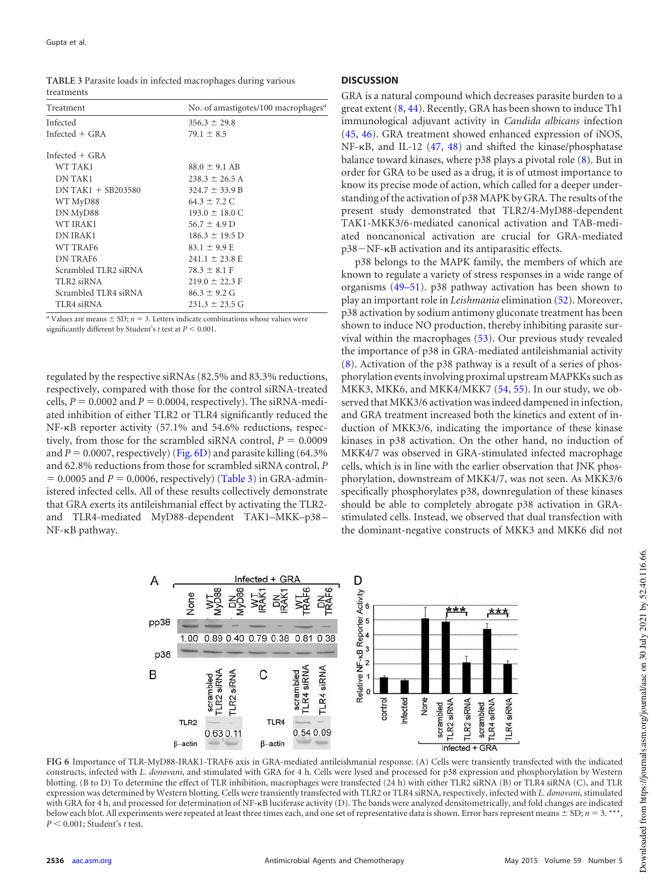**TABLE 3** Parasite loads in infected macrophages during various treatments

| Treatment | No. of amastigotes/100 macrophages[a] |
|---|---|
| Infected | 356.3 ± 29.8 |
| Infected + GRA | 79.1 ± 8.5 |
| | |
| Infected + GRA | |
| WT TAK1 | 88.0 ± 9.1 AB |
| DN TAK1 | 238.3 ± 26.5 A |
| DN TAK1 + SB203580 | 324.7 ± 33.9 B |
| WT MyD88 | 64.3 ± 7.2 C |
| DN MyD88 | 193.0 ± 18.0 C |
| WT IRAK1 | 56.7 ± 4.9 D |
| DN IRAK1 | 186.3 ± 19.5 D |
| WT TRAF6 | 83.1 ± 9.9 E |
| DN TRAF6 | 241.1 ± 23.8 E |
| Scrambled TLR2 siRNA | 78.3 ± 8.1 F |
| TLR2 siRNA | 219.0 ± 22.3 F |
| Scrambled TLR4 siRNA | 86.3 ± 9.2 G |
| TLR4 siRNA | 231.3 ± 23.5 G |

[a] Values are means ± SD; $n = 3$. Letters indicate combinations whose values were significantly different by Student's $t$ test at $P < 0.001$.

regulated by the respective siRNAs (82.5% and 83.3% reductions, respectively, compared with those for the control siRNA-treated cells, $P = 0.0002$ and $P = 0.0004$, respectively). The siRNA-mediated inhibition of either TLR2 or TLR4 significantly reduced the NF-κB reporter activity (57.1% and 54.6% reductions, respectively, from those for the scrambled siRNA control, $P = 0.0009$ and $P = 0.0007$, respectively) (Fig. 6D) and parasite killing (64.3% and 62.8% reductions from those for scrambled siRNA control, $P = 0.0005$ and $P = 0.0006$, respectively) (Table 3) in GRA-administered infected cells. All of these results collectively demonstrate that GRA exerts its antileishmanial effect by activating the TLR2- and TLR4-mediated MyD88-dependent TAK1–MKK–p38–NF-κB pathway.

## DISCUSSION

GRA is a natural compound which decreases parasite burden to a great extent (8, 44). Recently, GRA has been shown to induce Th1 immunological adjuvant activity in *Candida albicans* infection (45, 46). GRA treatment showed enhanced expression of iNOS, NF-κB, and IL-12 (47, 48) and shifted the kinase/phosphatase balance toward kinases, where p38 plays a pivotal role (8). But in order for GRA to be used as a drug, it is of utmost importance to know its precise mode of action, which called for a deeper understanding of the activation of p38 MAPK by GRA. The results of the present study demonstrated that TLR2/4-MyD88-dependent TAK1-MKK3/6-mediated canonical activation and TAB-mediated noncanonical activation are crucial for GRA-mediated p38−NF-κB activation and its antiparasitic effects.

p38 belongs to the MAPK family, the members of which are known to regulate a variety of stress responses in a wide range of organisms (49–51). p38 pathway activation has been shown to play an important role in *Leishmania* elimination (52). Moreover, p38 activation by sodium antimony gluconate treatment has been shown to induce NO production, thereby inhibiting parasite survival within the macrophages (53). Our previous study revealed the importance of p38 in GRA-mediated antileishmanial activity (8). Activation of the p38 pathway is a result of a series of phosphorylation events involving proximal upstream MAPKKs such as MKK3, MKK6, and MKK4/MKK7 (54, 55). In our study, we observed that MKK3/6 activation was indeed dampened in infection, and GRA treatment increased both the kinetics and extent of induction of MKK3/6, indicating the importance of these kinase kinases in p38 activation. On the other hand, no induction of MKK4/7 was observed in GRA-stimulated infected macrophage cells, which is in line with the earlier observation that JNK phosphorylation, downstream of MKK4/7, was not seen. As MKK3/6 specifically phosphorylates p38, downregulation of these kinases should be able to completely abrogate p38 activation in GRA-stimulated cells. Instead, we observed that dual transfection with the dominant-negative constructs of MKK3 and MKK6 did not

**FIG 6** Importance of TLR-MyD88-IRAK1-TRAF6 axis in GRA-mediated antileishmanial response. (A) Cells were transiently transfected with the indicated constructs, infected with *L. donovani*, and stimulated with GRA for 4 h. Cells were lysed and processed for p38 expression and phosphorylation by Western blotting. (B to D) To determine the effect of TLR inhibition, macrophages were transfected (24 h) with either TLR2 siRNA (B) or TLR4 siRNA (C), and TLR expression was determined by Western blotting. Cells were transiently transfected with TLR2 or TLR4 siRNA, respectively, infected with *L. donovani*, stimulated with GRA for 4 h, and processed for determination of NF-κB luciferase activity (D). The bands were analyzed densitometrically, and fold changes are indicated below each blot. All experiments were repeated at least three times each, and one set of representative data is shown. Error bars represent means ± SD; $n = 3$. ***, $P < 0.001$; Student's $t$ test.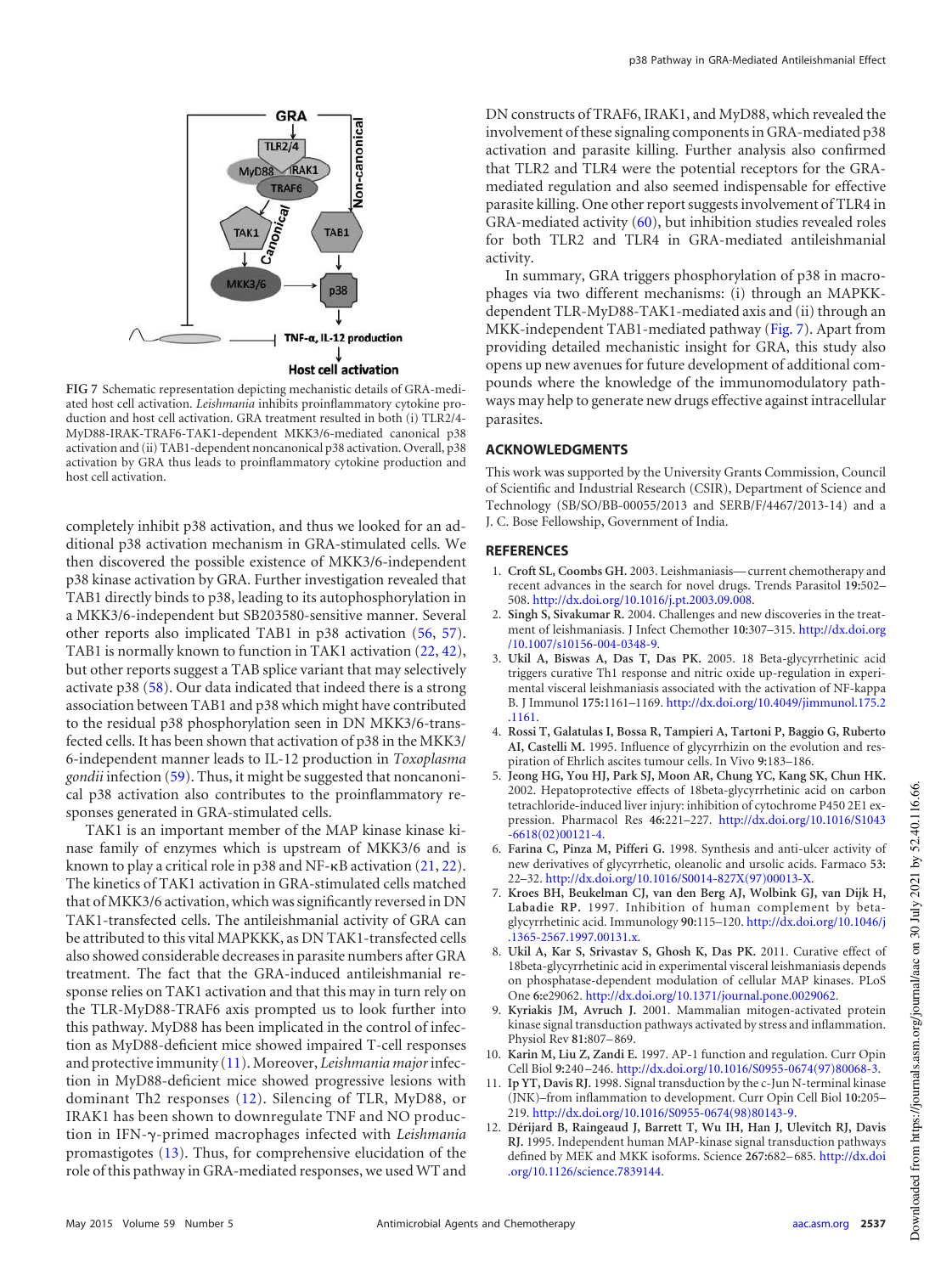FIG 7 Schematic representation depicting mechanistic details of GRA-mediated host cell activation. *Leishmania* inhibits proinflammatory cytokine production and host cell activation. GRA treatment resulted in both (i) TLR2/4-MyD88-IRAK-TRAF6-TAK1-dependent MKK3/6-mediated canonical p38 activation and (ii) TAB1-dependent noncanonical p38 activation. Overall, p38 activation by GRA thus leads to proinflammatory cytokine production and host cell activation.

completely inhibit p38 activation, and thus we looked for an additional p38 activation mechanism in GRA-stimulated cells. We then discovered the possible existence of MKK3/6-independent p38 kinase activation by GRA. Further investigation revealed that TAB1 directly binds to p38, leading to its autophosphorylation in a MKK3/6-independent but SB203580-sensitive manner. Several other reports also implicated TAB1 in p38 activation (56, 57). TAB1 is normally known to function in TAK1 activation (22, 42), but other reports suggest a TAB splice variant that may selectively activate p38 (58). Our data indicated that indeed there is a strong association between TAB1 and p38 which might have contributed to the residual p38 phosphorylation seen in DN MKK3/6-transfected cells. It has been shown that activation of p38 in the MKK3/6-independent manner leads to IL-12 production in *Toxoplasma gondii* infection (59). Thus, it might be suggested that noncanonical p38 activation also contributes to the proinflammatory responses generated in GRA-stimulated cells.

TAK1 is an important member of the MAP kinase kinase kinase family of enzymes which is upstream of MKK3/6 and is known to play a critical role in p38 and NF-κB activation (21, 22). The kinetics of TAK1 activation in GRA-stimulated cells matched that of MKK3/6 activation, which was significantly reversed in DN TAK1-transfected cells. The antileishmanial activity of GRA can be attributed to this vital MAPKKK, as DN TAK1-transfected cells also showed considerable decreases in parasite numbers after GRA treatment. The fact that the GRA-induced antileishmanial response relies on TAK1 activation and that this may in turn rely on the TLR-MyD88-TRAF6 axis prompted us to look further into this pathway. MyD88 has been implicated in the control of infection as MyD88-deficient mice showed impaired T-cell responses and protective immunity (11). Moreover, *Leishmania major* infection in MyD88-deficient mice showed progressive lesions with dominant Th2 responses (12). Silencing of TLR, MyD88, or IRAK1 has been shown to downregulate TNF and NO production in IFN-γ-primed macrophages infected with *Leishmania* promastigotes (13). Thus, for comprehensive elucidation of the role of this pathway in GRA-mediated responses, we used WT and DN constructs of TRAF6, IRAK1, and MyD88, which revealed the involvement of these signaling components in GRA-mediated p38 activation and parasite killing. Further analysis also confirmed that TLR2 and TLR4 were the potential receptors for the GRA-mediated regulation and also seemed indispensable for effective parasite killing. One other report suggests involvement of TLR4 in GRA-mediated activity (60), but inhibition studies revealed roles for both TLR2 and TLR4 in GRA-mediated antileishmanial activity.

In summary, GRA triggers phosphorylation of p38 in macrophages via two different mechanisms: (i) through an MAPKK-dependent TLR-MyD88-TAK1-mediated axis and (ii) through an MKK-independent TAB1-mediated pathway (Fig. 7). Apart from providing detailed mechanistic insight for GRA, this study also opens up new avenues for future development of additional compounds where the knowledge of the immunomodulatory pathways may help to generate new drugs effective against intracellular parasites.

## ACKNOWLEDGMENTS

This work was supported by the University Grants Commission, Council of Scientific and Industrial Research (CSIR), Department of Science and Technology (SB/SO/BB-00055/2013 and SERB/F/4467/2013-14) and a J. C. Bose Fellowship, Government of India.

## REFERENCES

1. **Croft SL, Coombs GH.** 2003. Leishmaniasis—current chemotherapy and recent advances in the search for novel drugs. Trends Parasitol **19:**502–508. http://dx.doi.org/10.1016/j.pt.2003.09.008.
2. **Singh S, Sivakumar R.** 2004. Challenges and new discoveries in the treatment of leishmaniasis. J Infect Chemother **10:**307–315. http://dx.doi.org/10.1007/s10156-004-0348-9.
3. **Ukil A, Biswas A, Das T, Das PK.** 2005. 18 Beta-glycyrrhetinic acid triggers curative Th1 response and nitric oxide up-regulation in experimental visceral leishmaniasis associated with the activation of NF-kappa B. J Immunol **175:**1161–1169. http://dx.doi.org/10.4049/jimmunol.175.2.1161.
4. **Rossi T, Galatulas I, Bossa R, Tampieri A, Tartoni P, Baggio G, Ruberto AI, Castelli M.** 1995. Influence of glycyrrhizin on the evolution and respiration of Ehrlich ascites tumour cells. In Vivo **9:**183–186.
5. **Jeong HG, You HJ, Park SJ, Moon AR, Chung YC, Kang SK, Chun HK.** 2002. Hepatoprotective effects of 18beta-glycyrrhetinic acid on carbon tetrachloride-induced liver injury: inhibition of cytochrome P450 2E1 expression. Pharmacol Res **46:**221–227. http://dx.doi.org/10.1016/S1043-6618(02)00121-4.
6. **Farina C, Pinza M, Pifferi G.** 1998. Synthesis and anti-ulcer activity of new derivatives of glycyrrhetic, oleanolic and ursolic acids. Farmaco **53:**22–32. http://dx.doi.org/10.1016/S0014-827X(97)00013-X.
7. **Kroes BH, Beukelman CJ, van den Berg AJ, Wolbink GJ, van Dijk H, Labadie RP.** 1997. Inhibition of human complement by beta-glycyrrhetinic acid. Immunology **90:**115–120. http://dx.doi.org/10.1046/j.1365-2567.1997.00131.x.
8. **Ukil A, Kar S, Srivastav S, Ghosh K, Das PK.** 2011. Curative effect of 18beta-glycyrrhetinic acid in experimental visceral leishmaniasis depends on phosphatase-dependent modulation of cellular MAP kinases. PLoS One **6:**e29062. http://dx.doi.org/10.1371/journal.pone.0029062.
9. **Kyriakis JM, Avruch J.** 2001. Mammalian mitogen-activated protein kinase signal transduction pathways activated by stress and inflammation. Physiol Rev **81:**807–869.
10. **Karin M, Liu Z, Zandi E.** 1997. AP-1 function and regulation. Curr Opin Cell Biol **9:**240–246. http://dx.doi.org/10.1016/S0955-0674(97)80068-3.
11. **Ip YT, Davis RJ.** 1998. Signal transduction by the c-Jun N-terminal kinase (JNK)–from inflammation to development. Curr Opin Cell Biol **10:**205–219. http://dx.doi.org/10.1016/S0955-0674(98)80143-9.
12. **Dérijard B, Raingeaud J, Barrett T, Wu IH, Han J, Ulevitch RJ, Davis RJ.** 1995. Independent human MAP-kinase signal transduction pathways defined by MEK and MKK isoforms. Science **267:**682–685. http://dx.doi.org/10.1126/science.7839144.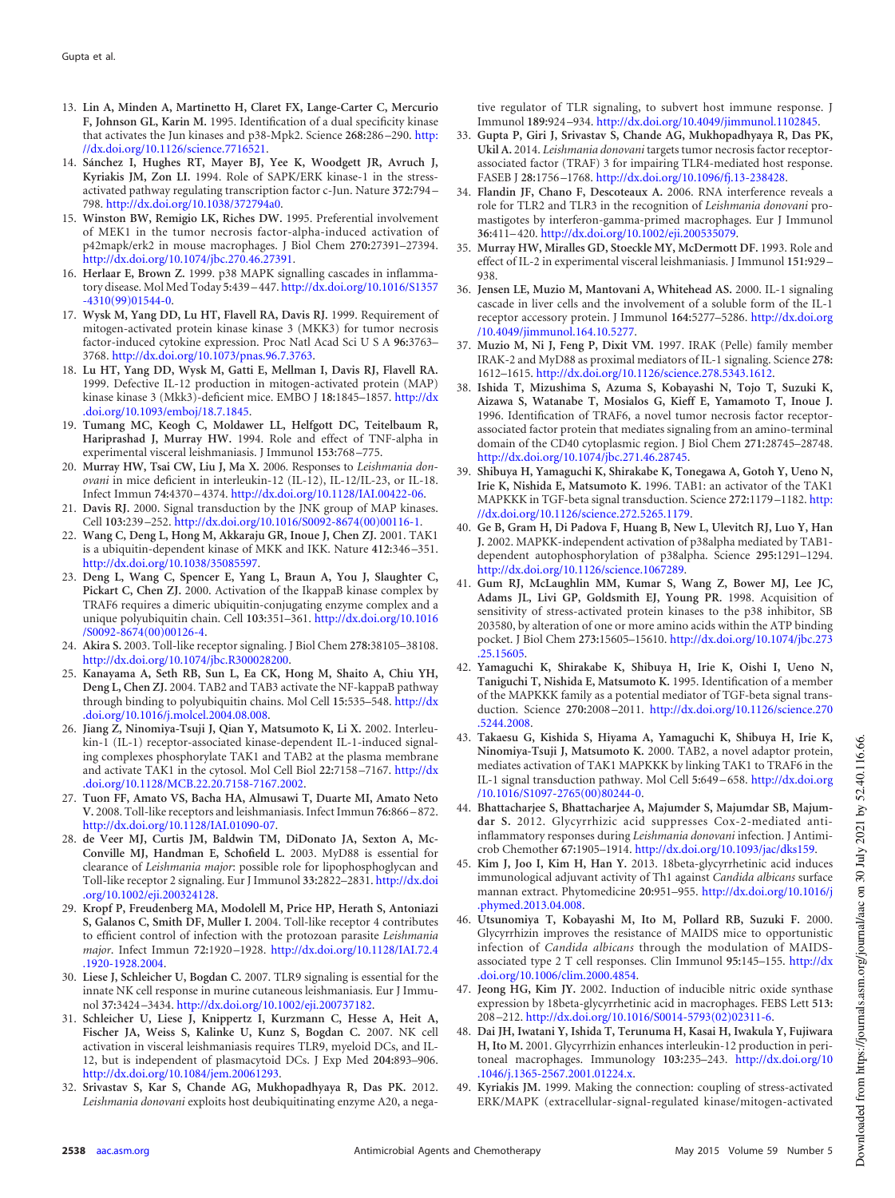13. **Lin A, Minden A, Martinetto H, Claret FX, Lange-Carter C, Mercurio F, Johnson GL, Karin M.** 1995. Identification of a dual specificity kinase that activates the Jun kinases and p38-Mpk2. Science **268:**286–290. http://dx.doi.org/10.1126/science.7716521.
14. **Sánchez I, Hughes RT, Mayer BJ, Yee K, Woodgett JR, Avruch J, Kyriakis JM, Zon LI.** 1994. Role of SAPK/ERK kinase-1 in the stress-activated pathway regulating transcription factor c-Jun. Nature **372:**794–798. http://dx.doi.org/10.1038/372794a0.
15. **Winston BW, Remigio LK, Riches DW.** 1995. Preferential involvement of MEK1 in the tumor necrosis factor-alpha-induced activation of p42mapk/erk2 in mouse macrophages. J Biol Chem **270:**27391–27394. http://dx.doi.org/10.1074/jbc.270.46.27391.
16. **Herlaar E, Brown Z.** 1999. p38 MAPK signalling cascades in inflammatory disease. Mol Med Today **5:**439–447. http://dx.doi.org/10.1016/S1357-4310(99)01544-0.
17. **Wysk M, Yang DD, Lu HT, Flavell RA, Davis RJ.** 1999. Requirement of mitogen-activated protein kinase kinase 3 (MKK3) for tumor necrosis factor-induced cytokine expression. Proc Natl Acad Sci U S A **96:**3763–3768. http://dx.doi.org/10.1073/pnas.96.7.3763.
18. **Lu HT, Yang DD, Wysk M, Gatti E, Mellman I, Davis RJ, Flavell RA.** 1999. Defective IL-12 production in mitogen-activated protein (MAP) kinase kinase 3 (Mkk3)-deficient mice. EMBO J **18:**1845–1857. http://dx.doi.org/10.1093/emboj/18.7.1845.
19. **Tumang MC, Keogh C, Moldawer LL, Helfgott DC, Teitelbaum R, Hariprashad J, Murray HW.** 1994. Role and effect of TNF-alpha in experimental visceral leishmaniasis. J Immunol **153:**768–775.
20. **Murray HW, Tsai CW, Liu J, Ma X.** 2006. Responses to *Leishmania donovani* in mice deficient in interleukin-12 (IL-12), IL-12/IL-23, or IL-18. Infect Immun **74:**4370–4374. http://dx.doi.org/10.1128/IAI.00422-06.
21. **Davis RJ.** 2000. Signal transduction by the JNK group of MAP kinases. Cell **103:**239–252. http://dx.doi.org/10.1016/S0092-8674(00)00116-1.
22. **Wang C, Deng L, Hong M, Akkaraju GR, Inoue J, Chen ZJ.** 2001. TAK1 is a ubiquitin-dependent kinase of MKK and IKK. Nature **412:**346–351. http://dx.doi.org/10.1038/35085597.
23. **Deng L, Wang C, Spencer E, Yang L, Braun A, You J, Slaughter C, Pickart C, Chen ZJ.** 2000. Activation of the IkappaB kinase complex by TRAF6 requires a dimeric ubiquitin-conjugating enzyme complex and a unique polyubiquitin chain. Cell **103:**351–361. http://dx.doi.org/10.1016/S0092-8674(00)00126-4.
24. **Akira S.** 2003. Toll-like receptor signaling. J Biol Chem **278:**38105–38108. http://dx.doi.org/10.1074/jbc.R300028200.
25. **Kanayama A, Seth RB, Sun L, Ea CK, Hong M, Shaito A, Chiu YH, Deng L, Chen ZJ.** 2004. TAB2 and TAB3 activate the NF-kappaB pathway through binding to polyubiquitin chains. Mol Cell **15:**535–548. http://dx.doi.org/10.1016/j.molcel.2004.08.008.
26. **Jiang Z, Ninomiya-Tsuji J, Qian Y, Matsumoto K, Li X.** 2002. Interleukin-1 (IL-1) receptor-associated kinase-dependent IL-1-induced signaling complexes phosphorylate TAK1 and TAB2 at the plasma membrane and activate TAK1 in the cytosol. Mol Cell Biol **22:**7158–7167. http://dx.doi.org/10.1128/MCB.22.20.7158-7167.2002.
27. **Tuon FF, Amato VS, Bacha HA, Almusawi T, Duarte MI, Amato Neto V.** 2008. Toll-like receptors and leishmaniasis. Infect Immun **76:**866–872. http://dx.doi.org/10.1128/IAI.01090-07.
28. **de Veer MJ, Curtis JM, Baldwin TM, DiDonato JA, Sexton A, McConville MJ, Handman E, Schofield L.** 2003. MyD88 is essential for clearance of *Leishmania major*: possible role for lipophosphoglycan and Toll-like receptor 2 signaling. Eur J Immunol **33:**2822–2831. http://dx.doi.org/10.1002/eji.200324128.
29. **Kropf P, Freudenberg MA, Modolell M, Price HP, Herath S, Antoniazi S, Galanos C, Smith DF, Muller I.** 2004. Toll-like receptor 4 contributes to efficient control of infection with the protozoan parasite *Leishmania major*. Infect Immun **72:**1920–1928. http://dx.doi.org/10.1128/IAI.72.4.1920-1928.2004.
30. **Liese J, Schleicher U, Bogdan C.** 2007. TLR9 signaling is essential for the innate NK cell response in murine cutaneous leishmaniasis. Eur J Immunol **37:**3424–3434. http://dx.doi.org/10.1002/eji.200737182.
31. **Schleicher U, Liese J, Knippertz I, Kurzmann C, Hesse A, Heit A, Fischer JA, Weiss S, Kalinke U, Kunz S, Bogdan C.** 2007. NK cell activation in visceral leishmaniasis requires TLR9, myeloid DCs, and IL-12, but is independent of plasmacytoid DCs. J Exp Med **204:**893–906. http://dx.doi.org/10.1084/jem.20061293.
32. **Srivastav S, Kar S, Chande AG, Mukhopadhyaya R, Das PK.** 2012. *Leishmania donovani* exploits host deubiquitinating enzyme A20, a negative regulator of TLR signaling, to subvert host immune response. J Immunol **189:**924–934. http://dx.doi.org/10.4049/jimmunol.1102845.
33. **Gupta P, Giri J, Srivastav S, Chande AG, Mukhopadhyaya R, Das PK, Ukil A.** 2014. *Leishmania donovani* targets tumor necrosis factor receptor-associated factor (TRAF) 3 for impairing TLR4-mediated host response. FASEB J **28:**1756–1768. http://dx.doi.org/10.1096/fj.13-238428.
34. **Flandin JF, Chano F, Descoteaux A.** 2006. RNA interference reveals a role for TLR2 and TLR3 in the recognition of *Leishmania donovani* promastigotes by interferon-gamma-primed macrophages. Eur J Immunol **36:**411–420. http://dx.doi.org/10.1002/eji.200535079.
35. **Murray HW, Miralles GD, Stoeckle MY, McDermott DF.** 1993. Role and effect of IL-2 in experimental visceral leishmaniasis. J Immunol **151:**929–938.
36. **Jensen LE, Muzio M, Mantovani A, Whitehead AS.** 2000. IL-1 signaling cascade in liver cells and the involvement of a soluble form of the IL-1 receptor accessory protein. J Immunol **164:**5277–5286. http://dx.doi.org/10.4049/jimmunol.164.10.5277.
37. **Muzio M, Ni J, Feng P, Dixit VM.** 1997. IRAK (Pelle) family member IRAK-2 and MyD88 as proximal mediators of IL-1 signaling. Science **278:**1612–1615. http://dx.doi.org/10.1126/science.278.5343.1612.
38. **Ishida T, Mizushima S, Azuma S, Kobayashi N, Tojo T, Suzuki K, Aizawa S, Watanabe T, Mosialos G, Kieff E, Yamamoto T, Inoue J.** 1996. Identification of TRAF6, a novel tumor necrosis factor receptor-associated factor protein that mediates signaling from an amino-terminal domain of the CD40 cytoplasmic region. J Biol Chem **271:**28745–28748. http://dx.doi.org/10.1074/jbc.271.46.28745.
39. **Shibuya H, Yamaguchi K, Shirakabe K, Tonegawa A, Gotoh Y, Ueno N, Irie K, Nishida E, Matsumoto K.** 1996. TAB1: an activator of the TAK1 MAPKKK in TGF-beta signal transduction. Science **272:**1179–1182. http://dx.doi.org/10.1126/science.272.5265.1179.
40. **Ge B, Gram H, Di Padova F, Huang B, New L, Ulevitch RJ, Luo Y, Han J.** 2002. MAPKK-independent activation of p38alpha mediated by TAB1-dependent autophosphorylation of p38alpha. Science **295:**1291–1294. http://dx.doi.org/10.1126/science.1067289.
41. **Gum RJ, McLaughlin MM, Kumar S, Wang Z, Bower MJ, Lee JC, Adams JL, Livi GP, Goldsmith EJ, Young PR.** 1998. Acquisition of sensitivity of stress-activated protein kinases to the p38 inhibitor, SB 203580, by alteration of one or more amino acids within the ATP binding pocket. J Biol Chem **273:**15605–15610. http://dx.doi.org/10.1074/jbc.273.25.15605.
42. **Yamaguchi K, Shirakabe K, Shibuya H, Irie K, Oishi I, Ueno N, Taniguchi T, Nishida E, Matsumoto K.** 1995. Identification of a member of the MAPKKK family as a potential mediator of TGF-beta signal transduction. Science **270:**2008–2011. http://dx.doi.org/10.1126/science.270.5244.2008.
43. **Takaesu G, Kishida S, Hiyama A, Yamaguchi K, Shibuya H, Irie K, Ninomiya-Tsuji J, Matsumoto K.** 2000. TAB2, a novel adaptor protein, mediates activation of TAK1 MAPKKK by linking TAK1 to TRAF6 in the IL-1 signal transduction pathway. Mol Cell **5:**649–658. http://dx.doi.org/10.1016/S1097-2765(00)80244-0.
44. **Bhattacharjee S, Bhattacharjee A, Majumder S, Majumdar SB, Majumdar S.** 2012. Glycyrrhizic acid suppresses Cox-2-mediated anti-inflammatory responses during *Leishmania donovani* infection. J Antimicrob Chemother **67:**1905–1914. http://dx.doi.org/10.1093/jac/dks159.
45. **Kim J, Joo I, Kim H, Han Y.** 2013. 18beta-glycyrrhetinic acid induces immunological adjuvant activity of Th1 against *Candida albicans* surface mannan extract. Phytomedicine **20:**951–955. http://dx.doi.org/10.1016/j.phymed.2013.04.008.
46. **Utsunomiya T, Kobayashi M, Ito M, Pollard RB, Suzuki F.** 2000. Glycyrrhizin improves the resistance of MAIDS mice to opportunistic infection of *Candida albicans* through the modulation of MAIDS-associated type 2 T cell responses. Clin Immunol **95:**145–155. http://dx.doi.org/10.1006/clim.2000.4854.
47. **Jeong HG, Kim JY.** 2002. Induction of inducible nitric oxide synthase expression by 18beta-glycyrrhetinic acid in macrophages. FEBS Lett **513:**208–212. http://dx.doi.org/10.1016/S0014-5793(02)02311-6.
48. **Dai JH, Iwatani Y, Ishida T, Terunuma H, Kasai H, Iwakula Y, Fujiwara H, Ito M.** 2001. Glycyrrhizin enhances interleukin-12 production in peritoneal macrophages. Immunology **103:**235–243. http://dx.doi.org/10.1046/j.1365-2567.2001.01224.x.
49. **Kyriakis JM.** 1999. Making the connection: coupling of stress-activated ERK/MAPK (extracellular-signal-regulated kinase/mitogen-activated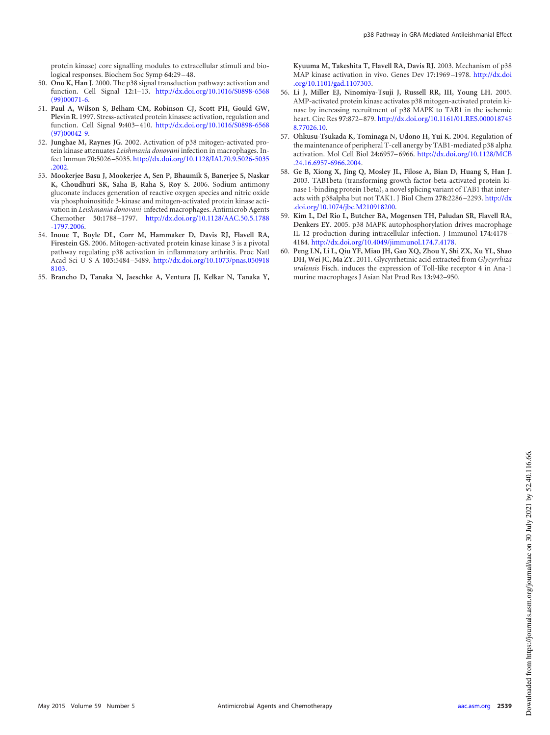protein kinase) core signalling modules to extracellular stimuli and biological responses. Biochem Soc Symp **64**:29–48.

50. **Ono K, Han J.** 2000. The p38 signal transduction pathway: activation and function. Cell Signal **12**:1–13. http://dx.doi.org/10.1016/S0898-6568(99)00071-6.
51. **Paul A, Wilson S, Belham CM, Robinson CJ, Scott PH, Gould GW, Plevin R.** 1997. Stress-activated protein kinases: activation, regulation and function. Cell Signal **9**:403–410. http://dx.doi.org/10.1016/S0898-6568(97)00042-9.
52. **Junghae M, Raynes JG.** 2002. Activation of p38 mitogen-activated protein kinase attenuates *Leishmania donovani* infection in macrophages. Infect Immun **70**:5026–5035. http://dx.doi.org/10.1128/IAI.70.9.5026-5035.2002.
53. **Mookerjee Basu J, Mookerjee A, Sen P, Bhaumik S, Banerjee S, Naskar K, Choudhuri SK, Saha B, Raha S, Roy S.** 2006. Sodium antimony gluconate induces generation of reactive oxygen species and nitric oxide via phosphoinositide 3-kinase and mitogen-activated protein kinase activation in *Leishmania donovani*-infected macrophages. Antimicrob Agents Chemother **50**:1788–1797. http://dx.doi.org/10.1128/AAC.50.5.1788-1797.2006.
54. **Inoue T, Boyle DL, Corr M, Hammaker D, Davis RJ, Flavell RA, Firestein GS.** 2006. Mitogen-activated protein kinase kinase 3 is a pivotal pathway regulating p38 activation in inflammatory arthritis. Proc Natl Acad Sci U S A **103**:5484–5489. http://dx.doi.org/10.1073/pnas.0509188103.
55. **Brancho D, Tanaka N, Jaeschke A, Ventura JJ, Kelkar N, Tanaka Y, Kyuuma M, Takeshita T, Flavell RA, Davis RJ.** 2003. Mechanism of p38 MAP kinase activation in vivo. Genes Dev **17**:1969–1978. http://dx.doi.org/10.1101/gad.1107303.
56. **Li J, Miller EJ, Ninomiya-Tsuji J, Russell RR, III, Young LH.** 2005. AMP-activated protein kinase activates p38 mitogen-activated protein kinase by increasing recruitment of p38 MAPK to TAB1 in the ischemic heart. Circ Res **97**:872–879. http://dx.doi.org/10.1161/01.RES.0000187458.77026.10.
57. **Ohkusu-Tsukada K, Tominaga N, Udono H, Yui K.** 2004. Regulation of the maintenance of peripheral T-cell anergy by TAB1-mediated p38 alpha activation. Mol Cell Biol **24**:6957–6966. http://dx.doi.org/10.1128/MCB.24.16.6957-6966.2004.
58. **Ge B, Xiong X, Jing Q, Mosley JL, Filose A, Bian D, Huang S, Han J.** 2003. TAB1beta (transforming growth factor-beta-activated protein kinase 1-binding protein 1beta), a novel splicing variant of TAB1 that interacts with p38alpha but not TAK1. J Biol Chem **278**:2286–2293. http://dx.doi.org/10.1074/jbc.M210918200.
59. **Kim L, Del Rio L, Butcher BA, Mogensen TH, Paludan SR, Flavell RA, Denkers EY.** 2005. p38 MAPK autophosphorylation drives macrophage IL-12 production during intracellular infection. J Immunol **174**:4178–4184. http://dx.doi.org/10.4049/jimmunol.174.7.4178.
60. **Peng LN, Li L, Qiu YF, Miao JH, Gao XQ, Zhou Y, Shi ZX, Xu YL, Shao DH, Wei JC, Ma ZY.** 2011. Glycyrrhetinic acid extracted from *Glycyrrhiza uralensis* Fisch. induces the expression of Toll-like receptor 4 in Ana-1 murine macrophages J Asian Nat Prod Res **13**:942–950.